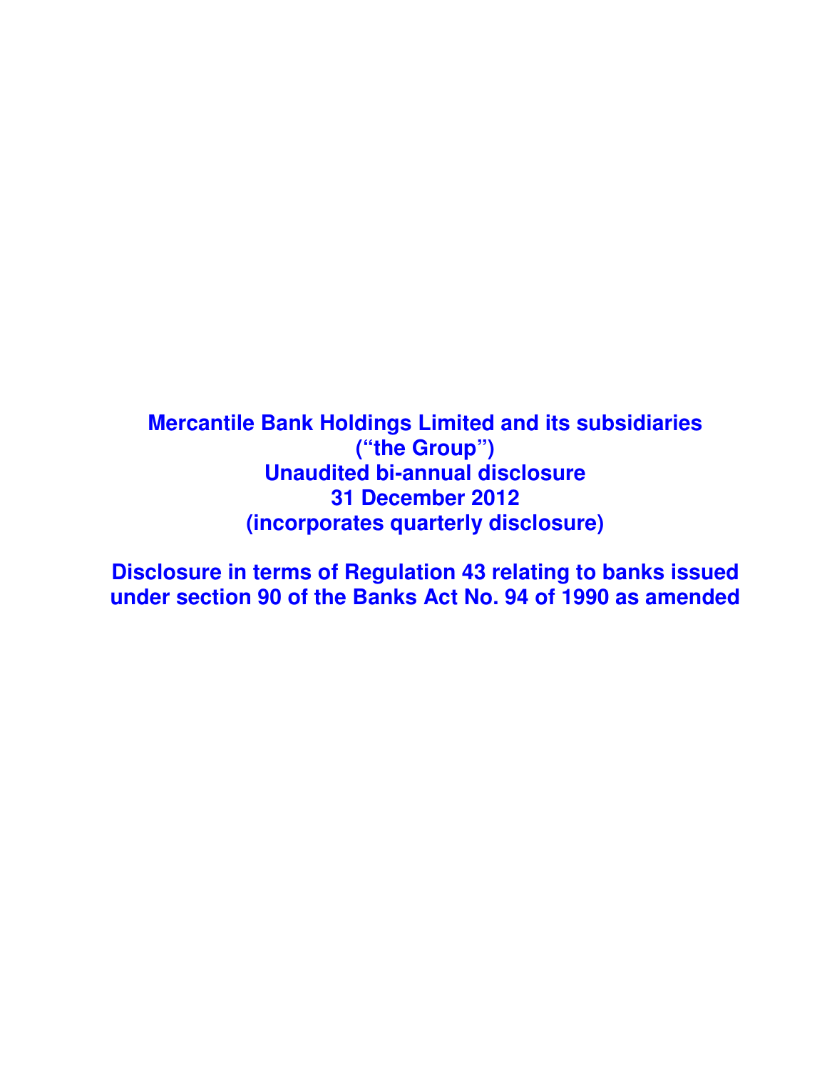# Mercantile Bank Holdings Limited and its subsidiaries
# (“the Group”)
# Unaudited bi-annual disclosure
# 31 December 2012
# (incorporates quarterly disclosure)

## Disclosure in terms of Regulation 43 relating to banks issued under section 90 of the Banks Act No. 94 of 1990 as amended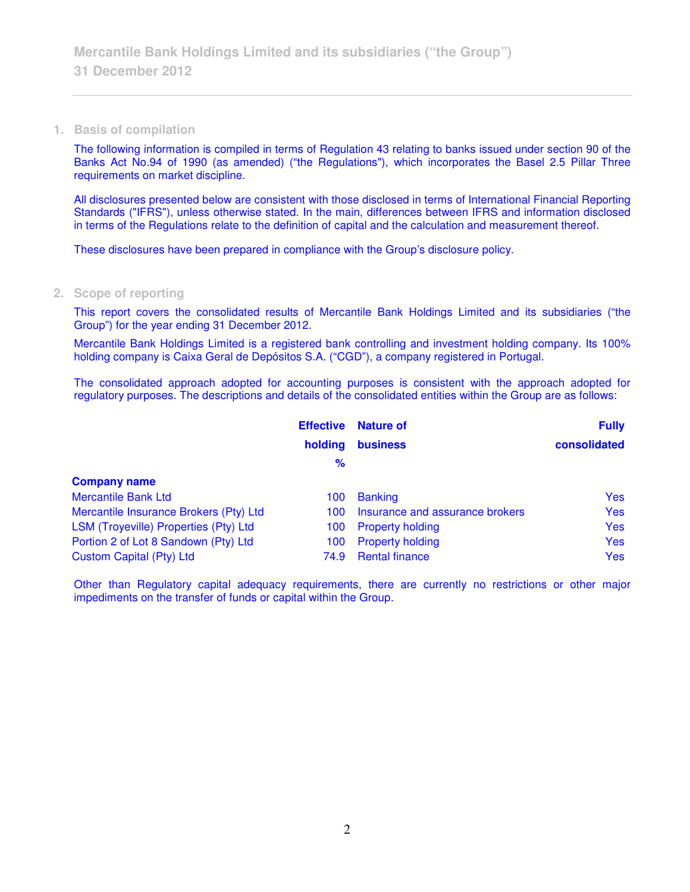## 1. Basis of compilation

The following information is compiled in terms of Regulation 43 relating to banks issued under section 90 of the Banks Act No.94 of 1990 (as amended) ("the Regulations"), which incorporates the Basel 2.5 Pillar Three requirements on market discipline.

All disclosures presented below are consistent with those disclosed in terms of International Financial Reporting Standards ("IFRS"), unless otherwise stated. In the main, differences between IFRS and information disclosed in terms of the Regulations relate to the definition of capital and the calculation and measurement thereof.

These disclosures have been prepared in compliance with the Group's disclosure policy.

## 2. Scope of reporting

This report covers the consolidated results of Mercantile Bank Holdings Limited and its subsidiaries ("the Group") for the year ending 31 December 2012.

Mercantile Bank Holdings Limited is a registered bank controlling and investment holding company. Its 100% holding company is Caixa Geral de Depósitos S.A. ("CGD"), a company registered in Portugal.

The consolidated approach adopted for accounting purposes is consistent with the approach adopted for regulatory purposes. The descriptions and details of the consolidated entities within the Group are as follows:

| Company name | Effective holding % | Nature of business | Fully consolidated |
|---|---|---|---|
| Mercantile Bank Ltd | 100 | Banking | Yes |
| Mercantile Insurance Brokers (Pty) Ltd | 100 | Insurance and assurance brokers | Yes |
| LSM (Troyeville) Properties (Pty) Ltd | 100 | Property holding | Yes |
| Portion 2 of Lot 8 Sandown (Pty) Ltd | 100 | Property holding | Yes |
| Custom Capital (Pty) Ltd | 74.9 | Rental finance | Yes |

Other than Regulatory capital adequacy requirements, there are currently no restrictions or other major impediments on the transfer of funds or capital within the Group.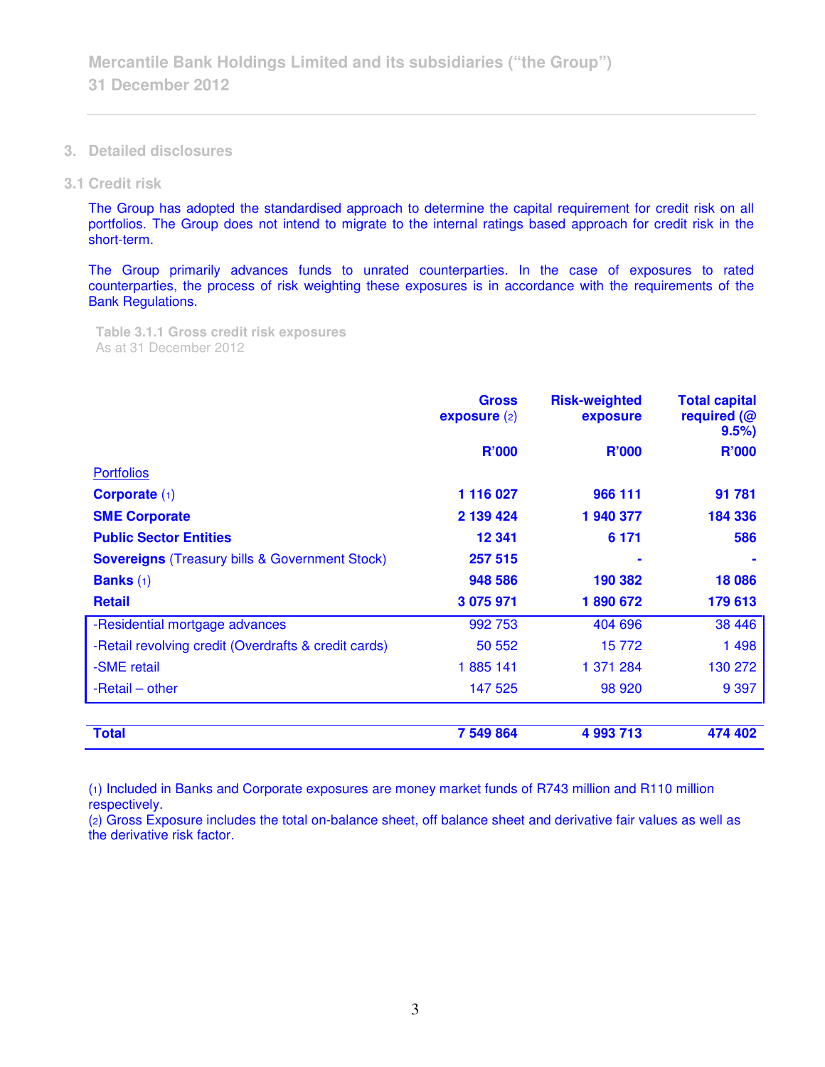## 3. Detailed disclosures

### 3.1 Credit risk

The Group has adopted the standardised approach to determine the capital requirement for credit risk on all portfolios. The Group does not intend to migrate to the internal ratings based approach for credit risk in the short-term.

The Group primarily advances funds to unrated counterparties. In the case of exposures to rated counterparties, the process of risk weighting these exposures is in accordance with the requirements of the Bank Regulations.

**Table 3.1.1 Gross credit risk exposures**
As at 31 December 2012

| | Gross exposure (2) | Risk-weighted exposure | Total capital required (@ 9.5%) |
|---|---|---|---|
| | R'000 | R'000 | R'000 |
| Portfolios | | | |
| **Corporate** (1) | **1 116 027** | **966 111** | **91 781** |
| **SME Corporate** | **2 139 424** | **1 940 377** | **184 336** |
| **Public Sector Entities** | **12 341** | **6 171** | **586** |
| **Sovereigns** (Treasury bills & Government Stock) | **257 515** | **-** | **-** |
| **Banks** (1) | **948 586** | **190 382** | **18 086** |
| **Retail** | **3 075 971** | **1 890 672** | **179 613** |
| -Residential mortgage advances | 992 753 | 404 696 | 38 446 |
| -Retail revolving credit (Overdrafts & credit cards) | 50 552 | 15 772 | 1 498 |
| -SME retail | 1 885 141 | 1 371 284 | 130 272 |
| -Retail – other | 147 525 | 98 920 | 9 397 |
| **Total** | **7 549 864** | **4 993 713** | **474 402** |

(1) Included in Banks and Corporate exposures are money market funds of R743 million and R110 million respectively.
(2) Gross Exposure includes the total on-balance sheet, off balance sheet and derivative fair values as well as the derivative risk factor.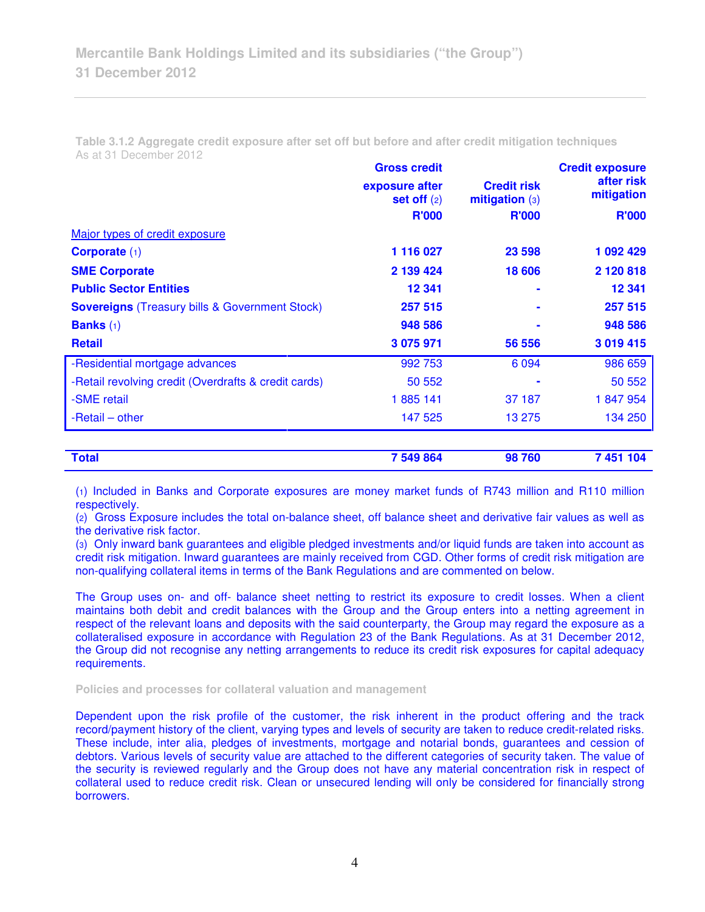**Table 3.1.2 Aggregate credit exposure after set off but before and after credit mitigation techniques**
As at 31 December 2012

| | Gross credit exposure after set off (2) R'000 | Credit risk mitigation (3) R'000 | Credit exposure after risk mitigation R'000 |
|---|---|---|---|
| Major types of credit exposure | | | |
| **Corporate** (1) | **1 116 027** | **23 598** | **1 092 429** |
| **SME Corporate** | **2 139 424** | **18 606** | **2 120 818** |
| **Public Sector Entities** | **12 341** | **-** | **12 341** |
| **Sovereigns** (Treasury bills & Government Stock) | **257 515** | **-** | **257 515** |
| **Banks** (1) | **948 586** | **-** | **948 586** |
| **Retail** | **3 075 971** | **56 556** | **3 019 415** |
| -Residential mortgage advances | 992 753 | 6 094 | 986 659 |
| -Retail revolving credit (Overdrafts & credit cards) | 50 552 | - | 50 552 |
| -SME retail | 1 885 141 | 37 187 | 1 847 954 |
| -Retail – other | 147 525 | 13 275 | 134 250 |
| **Total** | **7 549 864** | **98 760** | **7 451 104** |

(1) Included in Banks and Corporate exposures are money market funds of R743 million and R110 million respectively.
(2) Gross Exposure includes the total on-balance sheet, off balance sheet and derivative fair values as well as the derivative risk factor.
(3) Only inward bank guarantees and eligible pledged investments and/or liquid funds are taken into account as credit risk mitigation. Inward guarantees are mainly received from CGD. Other forms of credit risk mitigation are non-qualifying collateral items in terms of the Bank Regulations and are commented on below.

The Group uses on- and off- balance sheet netting to restrict its exposure to credit losses. When a client maintains both debit and credit balances with the Group and the Group enters into a netting agreement in respect of the relevant loans and deposits with the said counterparty, the Group may regard the exposure as a collateralised exposure in accordance with Regulation 23 of the Bank Regulations. As at 31 December 2012, the Group did not recognise any netting arrangements to reduce its credit risk exposures for capital adequacy requirements.

### Policies and processes for collateral valuation and management

Dependent upon the risk profile of the customer, the risk inherent in the product offering and the track record/payment history of the client, varying types and levels of security are taken to reduce credit-related risks. These include, inter alia, pledges of investments, mortgage and notarial bonds, guarantees and cession of debtors. Various levels of security value are attached to the different categories of security taken. The value of the security is reviewed regularly and the Group does not have any material concentration risk in respect of collateral used to reduce credit risk. Clean or unsecured lending will only be considered for financially strong borrowers.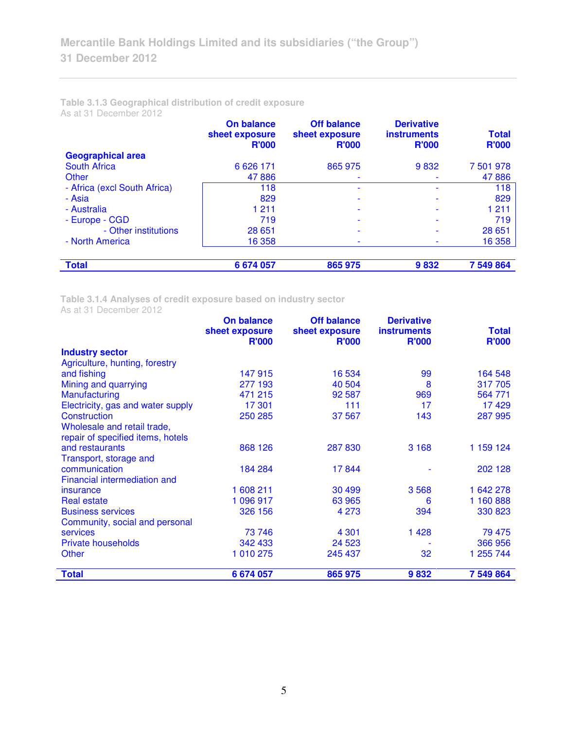### Table 3.1.3 Geographical distribution of credit exposure

As at 31 December 2012

| | On balance sheet exposure R'000 | Off balance sheet exposure R'000 | Derivative instruments R'000 | Total R'000 |
|---|---|---|---|---|
| **Geographical area** | | | | |
| South Africa | 6 626 171 | 865 975 | 9 832 | 7 501 978 |
| Other | 47 886 | - | - | 47 886 |
| - Africa (excl South Africa) | 118 | - | - | 118 |
| - Asia | 829 | - | - | 829 |
| - Australia | 1 211 | - | - | 1 211 |
| - Europe - CGD | 719 | - | - | 719 |
| - Other institutions | 28 651 | - | - | 28 651 |
| - North America | 16 358 | - | - | 16 358 |
| **Total** | **6 674 057** | **865 975** | **9 832** | **7 549 864** |

### Table 3.1.4 Analyses of credit exposure based on industry sector

As at 31 December 2012

| | On balance sheet exposure R'000 | Off balance sheet exposure R'000 | Derivative instruments R'000 | Total R'000 |
|---|---|---|---|---|
| **Industry sector** | | | | |
| Agriculture, hunting, forestry and fishing | 147 915 | 16 534 | 99 | 164 548 |
| Mining and quarrying | 277 193 | 40 504 | 8 | 317 705 |
| Manufacturing | 471 215 | 92 587 | 969 | 564 771 |
| Electricity, gas and water supply | 17 301 | 111 | 17 | 17 429 |
| Construction | 250 285 | 37 567 | 143 | 287 995 |
| Wholesale and retail trade, repair of specified items, hotels and restaurants | 868 126 | 287 830 | 3 168 | 1 159 124 |
| Transport, storage and communication | 184 284 | 17 844 | - | 202 128 |
| Financial intermediation and insurance | 1 608 211 | 30 499 | 3 568 | 1 642 278 |
| Real estate | 1 096 917 | 63 965 | 6 | 1 160 888 |
| Business services | 326 156 | 4 273 | 394 | 330 823 |
| Community, social and personal services | 73 746 | 4 301 | 1 428 | 79 475 |
| Private households | 342 433 | 24 523 | - | 366 956 |
| Other | 1 010 275 | 245 437 | 32 | 1 255 744 |
| **Total** | **6 674 057** | **865 975** | **9 832** | **7 549 864** |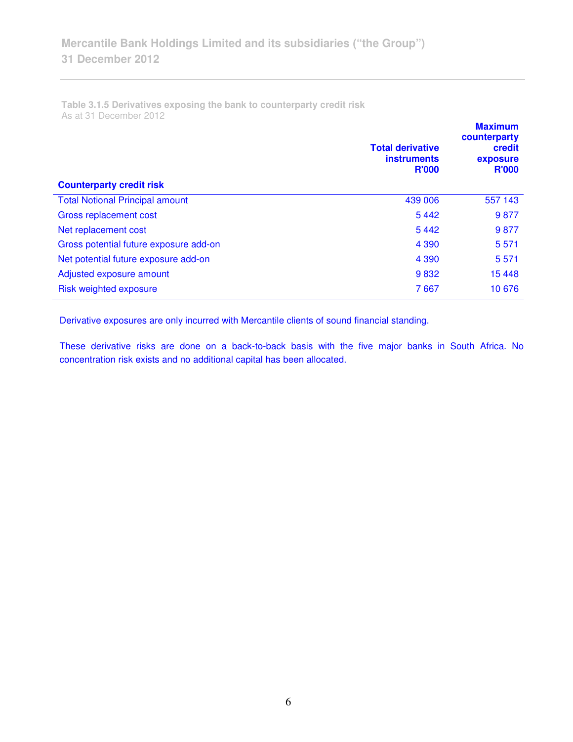**Table 3.1.5 Derivatives exposing the bank to counterparty credit risk**
As at 31 December 2012

| Counterparty credit risk | Total derivative instruments R'000 | Maximum counterparty credit exposure R'000 |
|---|---|---|
| Total Notional Principal amount | 439 006 | 557 143 |
| Gross replacement cost | 5 442 | 9 877 |
| Net replacement cost | 5 442 | 9 877 |
| Gross potential future exposure add-on | 4 390 | 5 571 |
| Net potential future exposure add-on | 4 390 | 5 571 |
| Adjusted exposure amount | 9 832 | 15 448 |
| Risk weighted exposure | 7 667 | 10 676 |

Derivative exposures are only incurred with Mercantile clients of sound financial standing.

These derivative risks are done on a back-to-back basis with the five major banks in South Africa. No concentration risk exists and no additional capital has been allocated.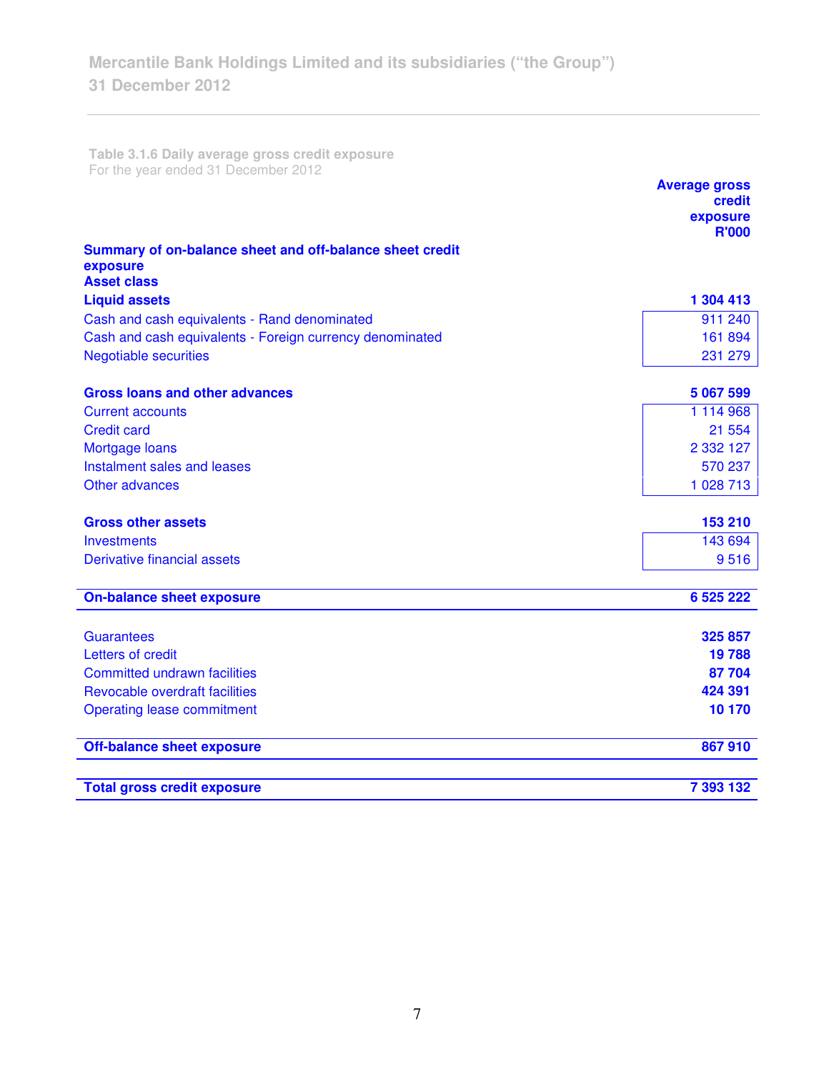Table 3.1.6 Daily average gross credit exposure

For the year ended 31 December 2012

| | Average gross credit exposure R'000 |
|---|---|
| **Summary of on-balance sheet and off-balance sheet credit exposure** | |
| **Asset class** | |
| **Liquid assets** | **1 304 413** |
| Cash and cash equivalents - Rand denominated | 911 240 |
| Cash and cash equivalents - Foreign currency denominated | 161 894 |
| Negotiable securities | 231 279 |
| | |
| **Gross loans and other advances** | **5 067 599** |
| Current accounts | 1 114 968 |
| Credit card | 21 554 |
| Mortgage loans | 2 332 127 |
| Instalment sales and leases | 570 237 |
| Other advances | 1 028 713 |
| | |
| **Gross other assets** | **153 210** |
| Investments | 143 694 |
| Derivative financial assets | 9 516 |
| | |
| **On-balance sheet exposure** | **6 525 222** |
| | |
| Guarantees | **325 857** |
| Letters of credit | **19 788** |
| Committed undrawn facilities | **87 704** |
| Revocable overdraft facilities | **424 391** |
| Operating lease commitment | **10 170** |
| | |
| **Off-balance sheet exposure** | **867 910** |
| | |
| **Total gross credit exposure** | **7 393 132** |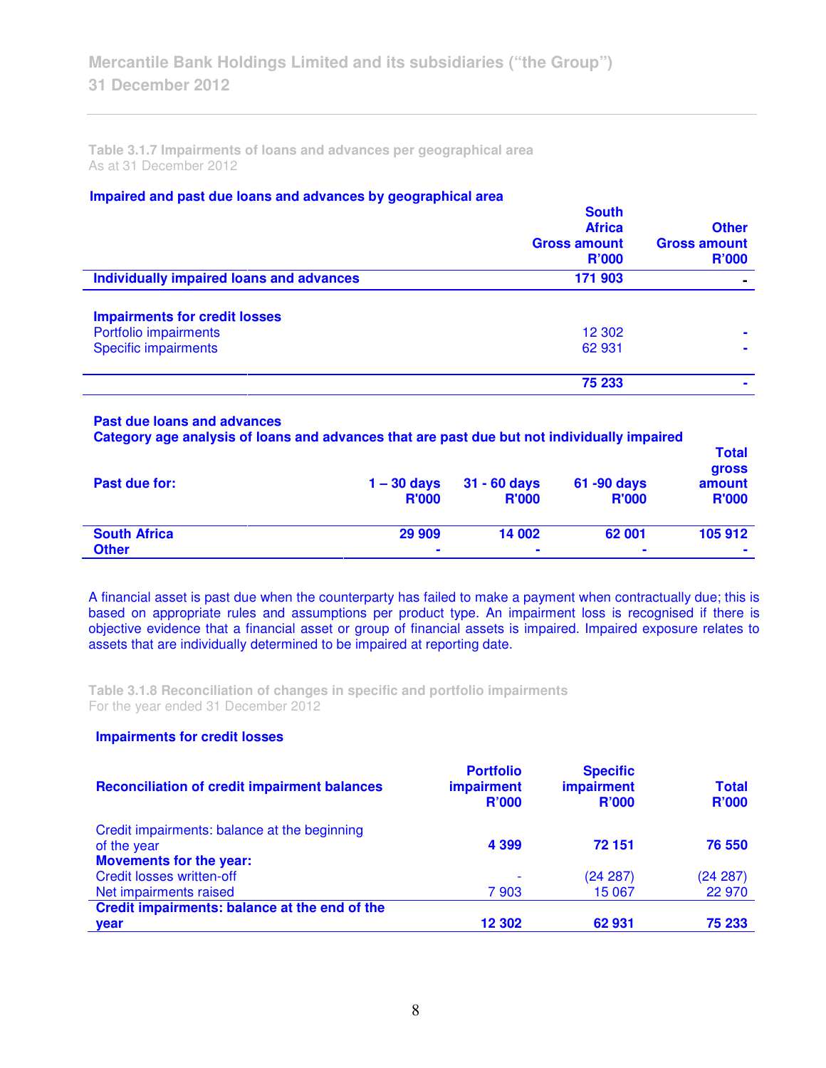### Table 3.1.7 Impairments of loans and advances per geographical area

As at 31 December 2012

**Impaired and past due loans and advances by geographical area**

| | South Africa Gross amount R'000 | Other Gross amount R'000 |
|---|---|---|
| **Individually impaired loans and advances** | **171 903** | **-** |
| | | |
| **Impairments for credit losses** | | |
| Portfolio impairments | 12 302 | - |
| Specific impairments | 62 931 | - |
| | **75 233** | **-** |

**Past due loans and advances**
**Category age analysis of loans and advances that are past due but not individually impaired**

| Past due for: | 1 – 30 days R'000 | 31 - 60 days R'000 | 61 -90 days R'000 | Total gross amount R'000 |
|---|---|---|---|---|
| **South Africa** | **29 909** | **14 002** | **62 001** | **105 912** |
| **Other** | **-** | **-** | **-** | **-** |

A financial asset is past due when the counterparty has failed to make a payment when contractually due; this is based on appropriate rules and assumptions per product type. An impairment loss is recognised if there is objective evidence that a financial asset or group of financial assets is impaired. Impaired exposure relates to assets that are individually determined to be impaired at reporting date.

### Table 3.1.8 Reconciliation of changes in specific and portfolio impairments

For the year ended 31 December 2012

**Impairments for credit losses**

| Reconciliation of credit impairment balances | Portfolio impairment R'000 | Specific impairment R'000 | Total R'000 |
|---|---|---|---|
| Credit impairments: balance at the beginning of the year | **4 399** | **72 151** | **76 550** |
| **Movements for the year:** | | | |
| Credit losses written-off | - | (24 287) | (24 287) |
| Net impairments raised | 7 903 | 15 067 | 22 970 |
| **Credit impairments: balance at the end of the year** | **12 302** | **62 931** | **75 233** |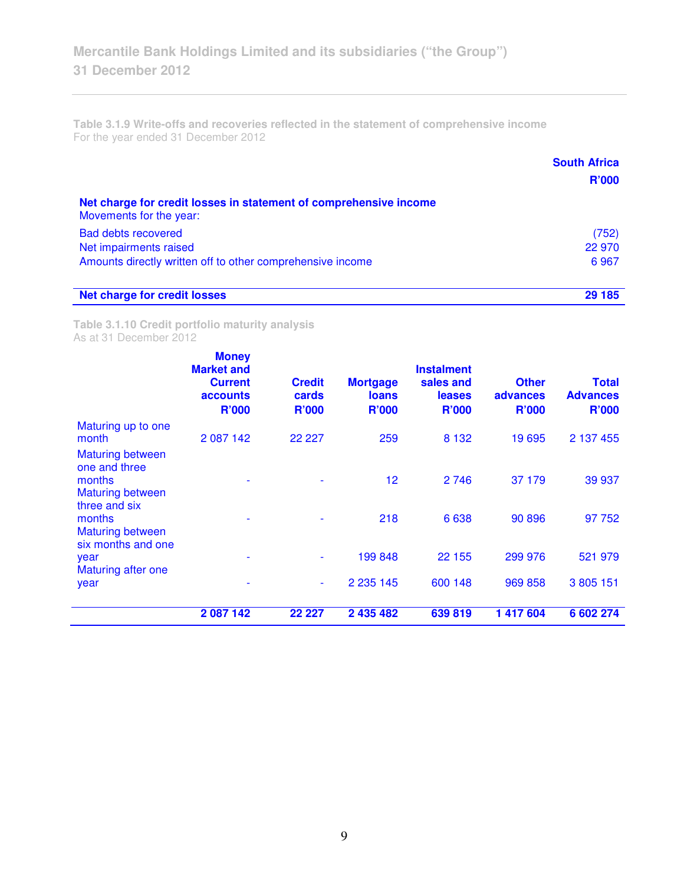Table 3.1.9 Write-offs and recoveries reflected in the statement of comprehensive income
For the year ended 31 December 2012

| | South Africa R'000 |
|---|---|
| **Net charge for credit losses in statement of comprehensive income** | |
| Movements for the year: | |
| Bad debts recovered | (752) |
| Net impairments raised | 22 970 |
| Amounts directly written off to other comprehensive income | 6 967 |
| **Net charge for credit losses** | **29 185** |

Table 3.1.10 Credit portfolio maturity analysis
As at 31 December 2012

| | Money Market and Current accounts R'000 | Credit cards R'000 | Mortgage loans R'000 | Instalment sales and leases R'000 | Other advances R'000 | Total Advances R'000 |
|---|---|---|---|---|---|---|
| Maturing up to one month | 2 087 142 | 22 227 | 259 | 8 132 | 19 695 | 2 137 455 |
| Maturing between one and three months | - | - | 12 | 2 746 | 37 179 | 39 937 |
| Maturing between three and six months | - | - | 218 | 6 638 | 90 896 | 97 752 |
| Maturing between six months and one year | - | - | 199 848 | 22 155 | 299 976 | 521 979 |
| Maturing after one year | - | - | 2 235 145 | 600 148 | 969 858 | 3 805 151 |
| | **2 087 142** | **22 227** | **2 435 482** | **639 819** | **1 417 604** | **6 602 274** |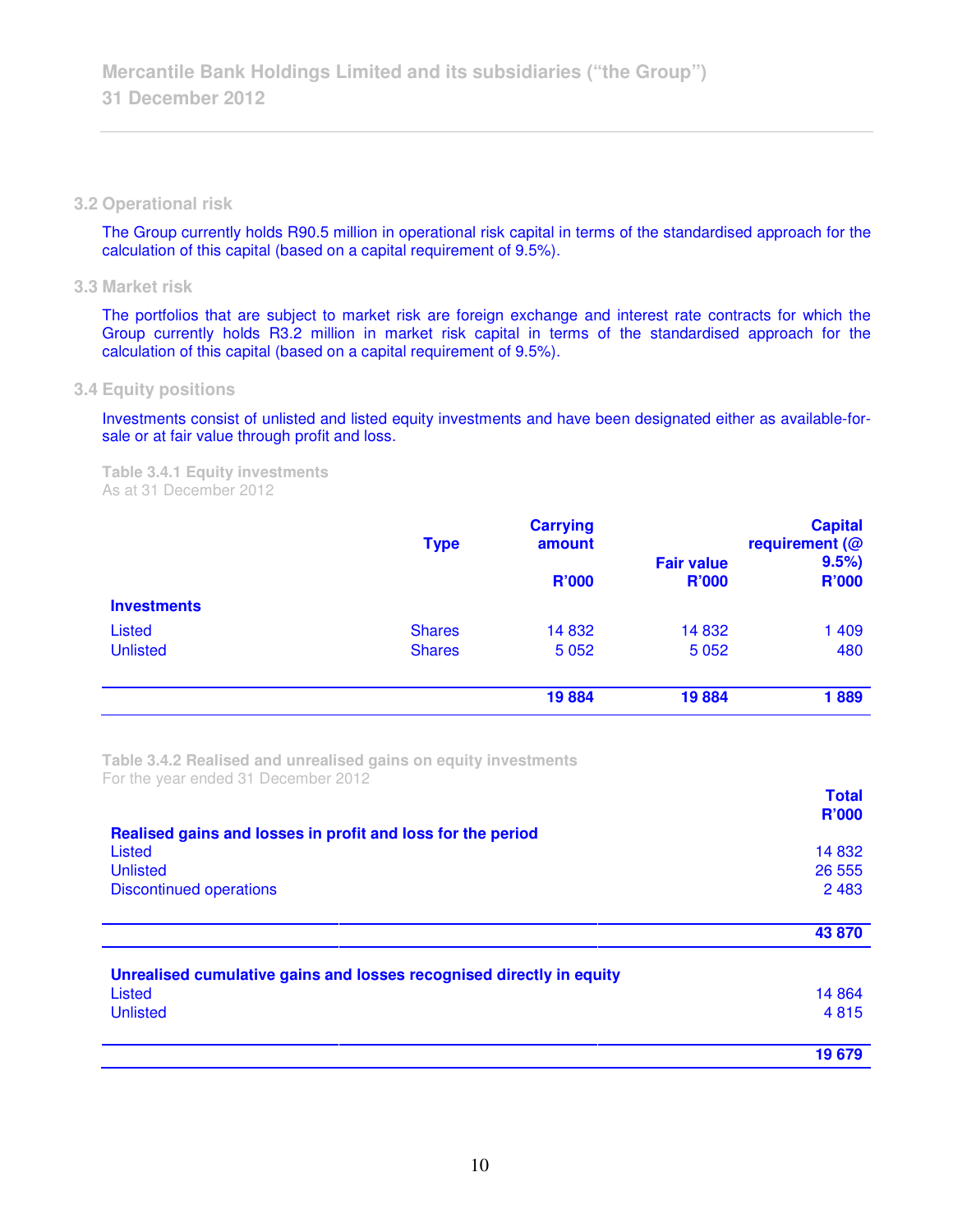## 3.2 Operational risk

The Group currently holds R90.5 million in operational risk capital in terms of the standardised approach for the calculation of this capital (based on a capital requirement of 9.5%).

## 3.3 Market risk

The portfolios that are subject to market risk are foreign exchange and interest rate contracts for which the Group currently holds R3.2 million in market risk capital in terms of the standardised approach for the calculation of this capital (based on a capital requirement of 9.5%).

## 3.4 Equity positions

Investments consist of unlisted and listed equity investments and have been designated either as available-for-sale or at fair value through profit and loss.

**Table 3.4.1 Equity investments**
As at 31 December 2012

| | Type | Carrying amount R'000 | Fair value R'000 | Capital requirement (@ 9.5%) R'000 |
|---|---|---|---|---|
| **Investments** | | | | |
| Listed | Shares | 14 832 | 14 832 | 1 409 |
| Unlisted | Shares | 5 052 | 5 052 | 480 |
| | | **19 884** | **19 884** | **1 889** |

**Table 3.4.2 Realised and unrealised gains on equity investments**
For the year ended 31 December 2012

| | Total R'000 |
|---|---|
| **Realised gains and losses in profit and loss for the period** | |
| Listed | 14 832 |
| Unlisted | 26 555 |
| Discontinued operations | 2 483 |
| | **43 870** |
| **Unrealised cumulative gains and losses recognised directly in equity** | |
| Listed | 14 864 |
| Unlisted | 4 815 |
| | **19 679** |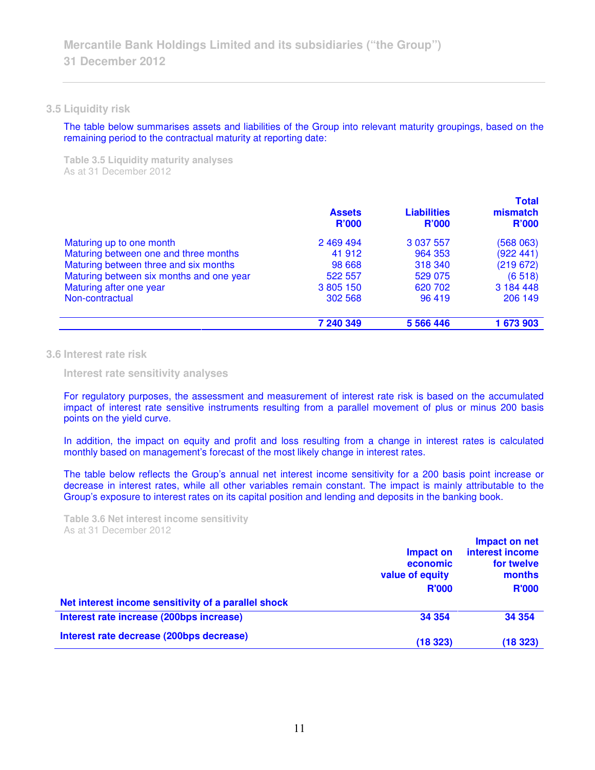## 3.5 Liquidity risk

The table below summarises assets and liabilities of the Group into relevant maturity groupings, based on the remaining period to the contractual maturity at reporting date:

**Table 3.5 Liquidity maturity analyses**
As at 31 December 2012

| | Assets R'000 | Liabilities R'000 | Total mismatch R'000 |
|---|---|---|---|
| Maturing up to one month | 2 469 494 | 3 037 557 | (568 063) |
| Maturing between one and three months | 41 912 | 964 353 | (922 441) |
| Maturing between three and six months | 98 668 | 318 340 | (219 672) |
| Maturing between six months and one year | 522 557 | 529 075 | (6 518) |
| Maturing after one year | 3 805 150 | 620 702 | 3 184 448 |
| Non-contractual | 302 568 | 96 419 | 206 149 |
| | **7 240 349** | **5 566 446** | **1 673 903** |

## 3.6 Interest rate risk

### Interest rate sensitivity analyses

For regulatory purposes, the assessment and measurement of interest rate risk is based on the accumulated impact of interest rate sensitive instruments resulting from a parallel movement of plus or minus 200 basis points on the yield curve.

In addition, the impact on equity and profit and loss resulting from a change in interest rates is calculated monthly based on management's forecast of the most likely change in interest rates.

The table below reflects the Group's annual net interest income sensitivity for a 200 basis point increase or decrease in interest rates, while all other variables remain constant. The impact is mainly attributable to the Group's exposure to interest rates on its capital position and lending and deposits in the banking book.

**Table 3.6 Net interest income sensitivity**
As at 31 December 2012

| | Impact on economic value of equity R'000 | Impact on net interest income for twelve months R'000 |
|---|---|---|
| **Net interest income sensitivity of a parallel shock** | | |
| **Interest rate increase (200bps increase)** | **34 354** | **34 354** |
| **Interest rate decrease (200bps decrease)** | **(18 323)** | **(18 323)** |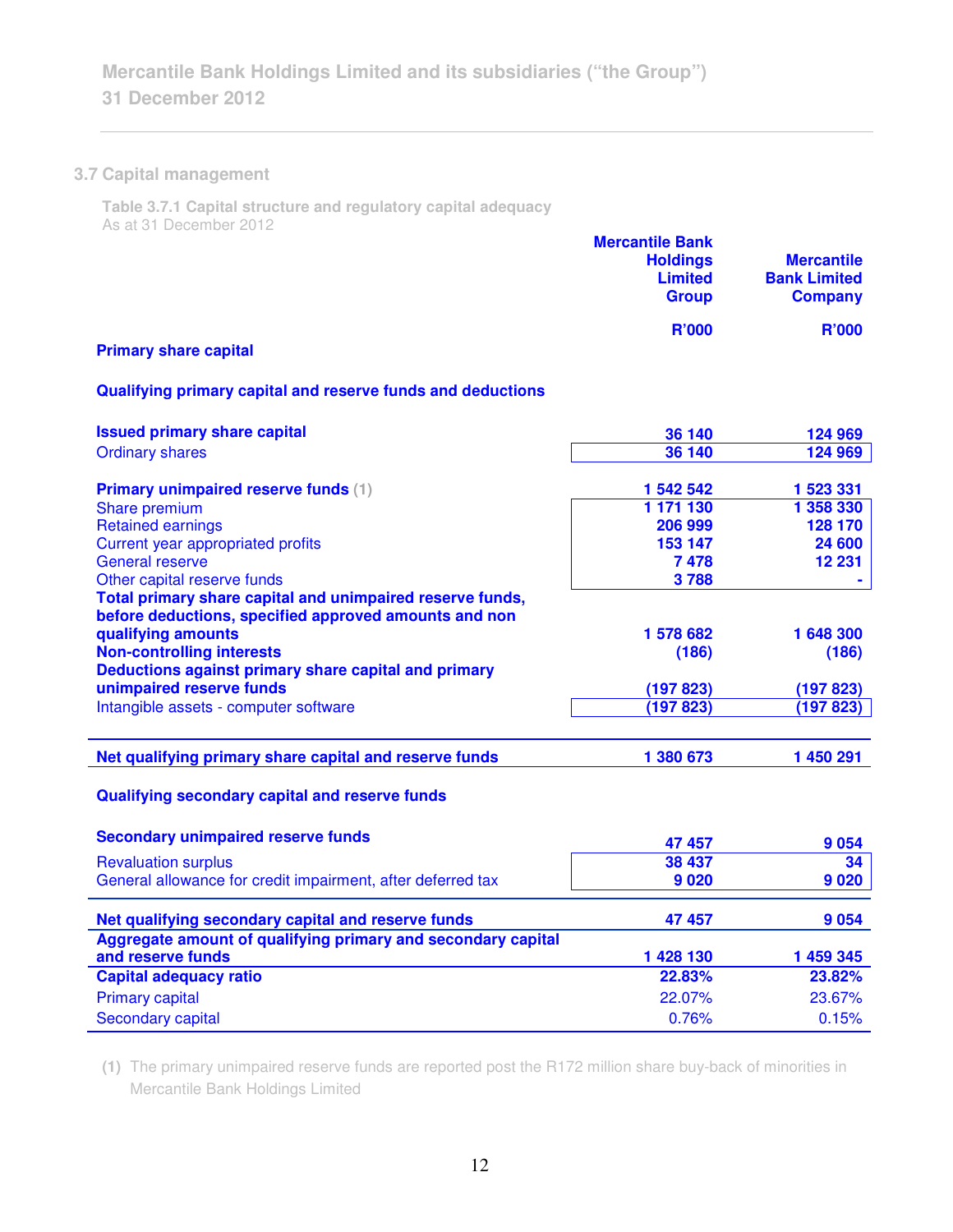## 3.7 Capital management

**Table 3.7.1 Capital structure and regulatory capital adequacy**
As at 31 December 2012

| | Mercantile Bank Holdings Limited Group | Mercantile Bank Limited Company |
|---|---|---|
| | R'000 | R'000 |
| **Primary share capital** | | |
| **Qualifying primary capital and reserve funds and deductions** | | |
| **Issued primary share capital** | 36 140 | 124 969 |
| Ordinary shares | 36 140 | 124 969 |
| **Primary unimpaired reserve funds** (1) | 1 542 542 | 1 523 331 |
| Share premium | 1 171 130 | 1 358 330 |
| Retained earnings | 206 999 | 128 170 |
| Current year appropriated profits | 153 147 | 24 600 |
| General reserve | 7 478 | 12 231 |
| Other capital reserve funds | 3 788 | - |
| **Total primary share capital and unimpaired reserve funds, before deductions, specified approved amounts and non qualifying amounts** | 1 578 682 | 1 648 300 |
| **Non-controlling interests** | (186) | (186) |
| **Deductions against primary share capital and primary unimpaired reserve funds** | (197 823) | (197 823) |
| Intangible assets - computer software | (197 823) | (197 823) |
| **Net qualifying primary share capital and reserve funds** | 1 380 673 | 1 450 291 |
| **Qualifying secondary capital and reserve funds** | | |
| **Secondary unimpaired reserve funds** | 47 457 | 9 054 |
| Revaluation surplus | 38 437 | 34 |
| General allowance for credit impairment, after deferred tax | 9 020 | 9 020 |
| **Net qualifying secondary capital and reserve funds** | 47 457 | 9 054 |
| **Aggregate amount of qualifying primary and secondary capital and reserve funds** | 1 428 130 | 1 459 345 |
| **Capital adequacy ratio** | 22.83% | 23.82% |
| Primary capital | 22.07% | 23.67% |
| Secondary capital | 0.76% | 0.15% |

(1) The primary unimpaired reserve funds are reported post the R172 million share buy-back of minorities in Mercantile Bank Holdings Limited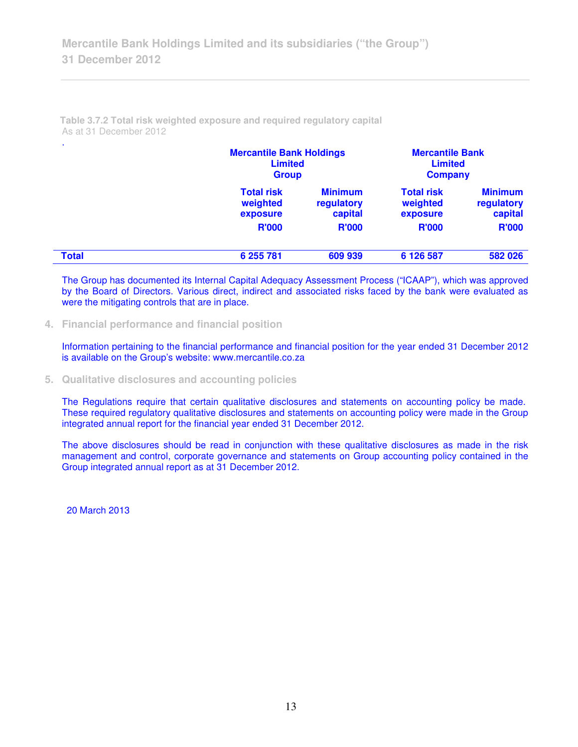**Table 3.7.2 Total risk weighted exposure and required regulatory capital**
As at 31 December 2012

| | Mercantile Bank Holdings Limited Group | | Mercantile Bank Limited Company | |
|---|---|---|---|---|
| | Total risk weighted exposure R'000 | Minimum regulatory capital R'000 | Total risk weighted exposure R'000 | Minimum regulatory capital R'000 |
| **Total** | **6 255 781** | **609 939** | **6 126 587** | **582 026** |

The Group has documented its Internal Capital Adequacy Assessment Process ("ICAAP"), which was approved by the Board of Directors. Various direct, indirect and associated risks faced by the bank were evaluated as were the mitigating controls that are in place.

## 4. Financial performance and financial position

Information pertaining to the financial performance and financial position for the year ended 31 December 2012 is available on the Group's website: www.mercantile.co.za

## 5. Qualitative disclosures and accounting policies

The Regulations require that certain qualitative disclosures and statements on accounting policy be made. These required regulatory qualitative disclosures and statements on accounting policy were made in the Group integrated annual report for the financial year ended 31 December 2012.

The above disclosures should be read in conjunction with these qualitative disclosures as made in the risk management and control, corporate governance and statements on Group accounting policy contained in the Group integrated annual report as at 31 December 2012.

20 March 2013